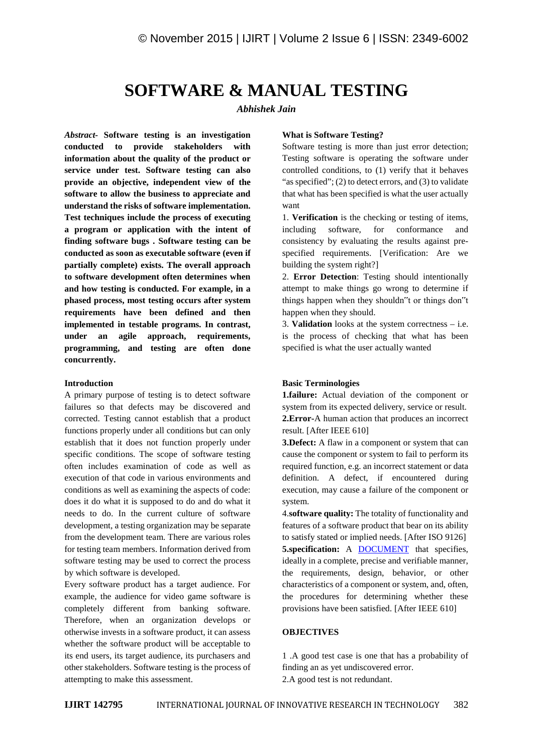# SOFTWARE & MANUAL TESTING

*Abhishek Jain*

*Abstract-* **Software testing is an investigation conducted to provide stakeholders with information about the quality of the product or service under test. Software testing can also provide an objective, independent view of the software to allow the business to appreciate and understand the risks of software implementation. Test techniques include the process of executing a program or application with the intent of finding software bugs . Software testing can be conducted as soon as executable software (even if partially complete) exists. The overall approach to software development often determines when and how testing is conducted. For example, in a phased process, most testing occurs after system requirements have been defined and then implemented in testable programs. In contrast, under an agile approach, requirements, programming, and testing are often done concurrently.**

### Introduction

A primary purpose of testing is to detect software failures so that defects may be discovered and corrected. Testing cannot establish that a product functions properly under all conditions but can only establish that it does not function properly under specific conditions. The scope of software testing often includes examination of code as well as execution of that code in various environments and conditions as well as examining the aspects of code: does it do what it is supposed to do and do what it needs to do. In the current culture of software development, a testing organization may be separate from the development team. There are various roles for testing team members. Information derived from software testing may be used to correct the process by which software is developed.

Every software product has a target audience. For example, the audience for video game software is completely different from banking software. Therefore, when an organization develops or otherwise invests in a software product, it can assess whether the software product will be acceptable to its end users, its target audience, its purchasers and other stakeholders. Software testing is the process of attempting to make this assessment.

### What is Software Testing?

Software testing is more than just error detection; Testing software is operating the software under controlled conditions, to (1) verify that it behaves "as specified"; (2) to detect errors, and (3) to validate that what has been specified is what the user actually want

1. **Verification** is the checking or testing of items, including software, for conformance and consistency by evaluating the results against pre-specified requirements. [Verification: Are we building the system right?]

2. **Error Detection**: Testing should intentionally attempt to make things go wrong to determine if things happen when they shouldn"t or things don"t happen when they should.

3. **Validation** looks at the system correctness – i.e. is the process of checking that what has been specified is what the user actually wanted

### Basic Terminologies

**1.failure:** Actual deviation of the component or system from its expected delivery, service or result.

**2.Error**-A human action that produces an incorrect result. [After IEEE 610]

**3.Defect:** A flaw in a component or system that can cause the component or system to fail to perform its required function, e.g. an incorrect statement or data definition. A defect, if encountered during execution, may cause a failure of the component or system.

4.**software quality:** The totality of functionality and features of a software product that bear on its ability to satisfy stated or implied needs. [After ISO 9126]

**5.specification:** A DOCUMENT that specifies, ideally in a complete, precise and verifiable manner, the requirements, design, behavior, or other characteristics of a component or system, and, often, the procedures for determining whether these provisions have been satisfied. [After IEEE 610]

### OBJECTIVES

1 .A good test case is one that has a probability of finding an as yet undiscovered error.

2.A good test is not redundant.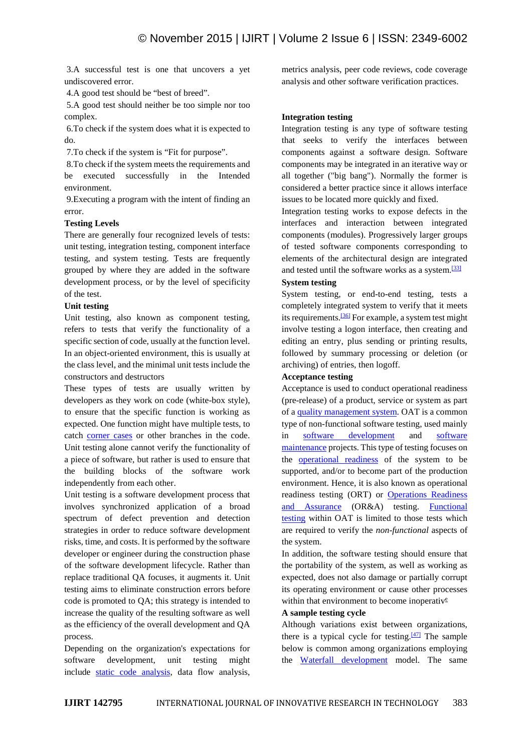3.A successful test is one that uncovers a yet undiscovered error.

4.A good test should be "best of breed".

5.A good test should neither be too simple nor too complex.

6.To check if the system does what it is expected to do.

7.To check if the system is "Fit for purpose".

8.To check if the system meets the requirements and be executed successfully in the Intended environment.

9.Executing a program with the intent of finding an error.

**Testing Levels**

There are generally four recognized levels of tests: unit testing, integration testing, component interface testing, and system testing. Tests are frequently grouped by where they are added in the software development process, or by the level of specificity of the test.

**Unit testing**

Unit testing, also known as component testing, refers to tests that verify the functionality of a specific section of code, usually at the function level. In an object-oriented environment, this is usually at the class level, and the minimal unit tests include the constructors and destructors

These types of tests are usually written by developers as they work on code (white-box style), to ensure that the specific function is working as expected. One function might have multiple tests, to catch corner cases or other branches in the code. Unit testing alone cannot verify the functionality of a piece of software, but rather is used to ensure that the building blocks of the software work independently from each other.

Unit testing is a software development process that involves synchronized application of a broad spectrum of defect prevention and detection strategies in order to reduce software development risks, time, and costs. It is performed by the software developer or engineer during the construction phase of the software development lifecycle. Rather than replace traditional QA focuses, it augments it. Unit testing aims to eliminate construction errors before code is promoted to QA; this strategy is intended to increase the quality of the resulting software as well as the efficiency of the overall development and QA process.

Depending on the organization's expectations for software development, unit testing might include static code analysis, data flow analysis, metrics analysis, peer code reviews, code coverage analysis and other software verification practices.

**Integration testing**

Integration testing is any type of software testing that seeks to verify the interfaces between components against a software design. Software components may be integrated in an iterative way or all together ("big bang"). Normally the former is considered a better practice since it allows interface issues to be located more quickly and fixed.

Integration testing works to expose defects in the interfaces and interaction between integrated components (modules). Progressively larger groups of tested software components corresponding to elements of the architectural design are integrated and tested until the software works as a system.[33]

**System testing**

System testing, or end-to-end testing, tests a completely integrated system to verify that it meets its requirements.[36] For example, a system test might involve testing a logon interface, then creating and editing an entry, plus sending or printing results, followed by summary processing or deletion (or archiving) of entries, then logoff.

**Acceptance testing**

Acceptance is used to conduct operational readiness (pre-release) of a product, service or system as part of a quality management system. OAT is a common type of non-functional software testing, used mainly in software development and software maintenance projects. This type of testing focuses on the operational readiness of the system to be supported, and/or to become part of the production environment. Hence, it is also known as operational readiness testing (ORT) or Operations Readiness and Assurance (OR&A) testing. Functional testing within OAT is limited to those tests which are required to verify the *non-functional* aspects of the system.

In addition, the software testing should ensure that the portability of the system, as well as working as expected, does not also damage or partially corrupt its operating environment or cause other processes within that environment to become inoperative

**A sample testing cycle**

Although variations exist between organizations, there is a typical cycle for testing.[47] The sample below is common among organizations employing the Waterfall development model. The same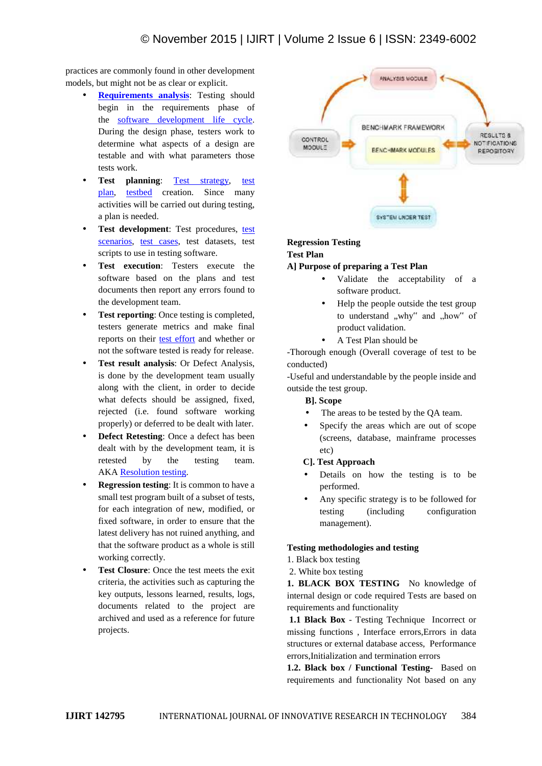practices are commonly found in other development models, but might not be as clear or explicit.

- **Requirements analysis**: Testing should begin in the requirements phase of the software development life cycle. During the design phase, testers work to determine what aspects of a design are testable and with what parameters those tests work.
- **Test planning**: Test strategy, test plan, testbed creation. Since many activities will be carried out during testing, a plan is needed.
- **Test development**: Test procedures, test scenarios, test cases, test datasets, test scripts to use in testing software.
- **Test execution**: Testers execute the software based on the plans and test documents then report any errors found to the development team.
- **Test reporting**: Once testing is completed, testers generate metrics and make final reports on their test effort and whether or not the software tested is ready for release.
- **Test result analysis**: Or Defect Analysis, is done by the development team usually along with the client, in order to decide what defects should be assigned, fixed, rejected (i.e. found software working properly) or deferred to be dealt with later.
- **Defect Retesting**: Once a defect has been dealt with by the development team, it is retested by the testing team. AKA Resolution testing.
- **Regression testing**: It is common to have a small test program built of a subset of tests, for each integration of new, modified, or fixed software, in order to ensure that the latest delivery has not ruined anything, and that the software product as a whole is still working correctly.
- **Test Closure**: Once the test meets the exit criteria, the activities such as capturing the key outputs, lessons learned, results, logs, documents related to the project are archived and used as a reference for future projects.

ANALYSIS MODULE

BENCHMARK FRAMEWORK

CONTROL MODULE

BENCHMARK MODULES

RESULTS & NOTIFICATIONS REPOSITORY

SYSTEM UNDER TEST

**Regression Testing**

**Test Plan**

**A] Purpose of preparing a Test Plan**

- Validate the acceptability of a software product.
- Help the people outside the test group to understand „why" and „how" of product validation.
- A Test Plan should be

-Thorough enough (Overall coverage of test to be conducted)

-Useful and understandable by the people inside and outside the test group.

**B]. Scope**

- The areas to be tested by the QA team.
- Specify the areas which are out of scope (screens, database, mainframe processes etc)

**C]. Test Approach**

- Details on how the testing is to be performed.
- Any specific strategy is to be followed for testing (including configuration management).

**Testing methodologies and testing**

1. Black box testing
2. White box testing

**1. BLACK BOX TESTING** No knowledge of internal design or code required Tests are based on requirements and functionality

**1.1 Black Box** - Testing Technique Incorrect or missing functions , Interface errors,Errors in data structures or external database access, Performance errors,Initialization and termination errors

**1.2. Black box / Functional Testing-** Based on requirements and functionality Not based on any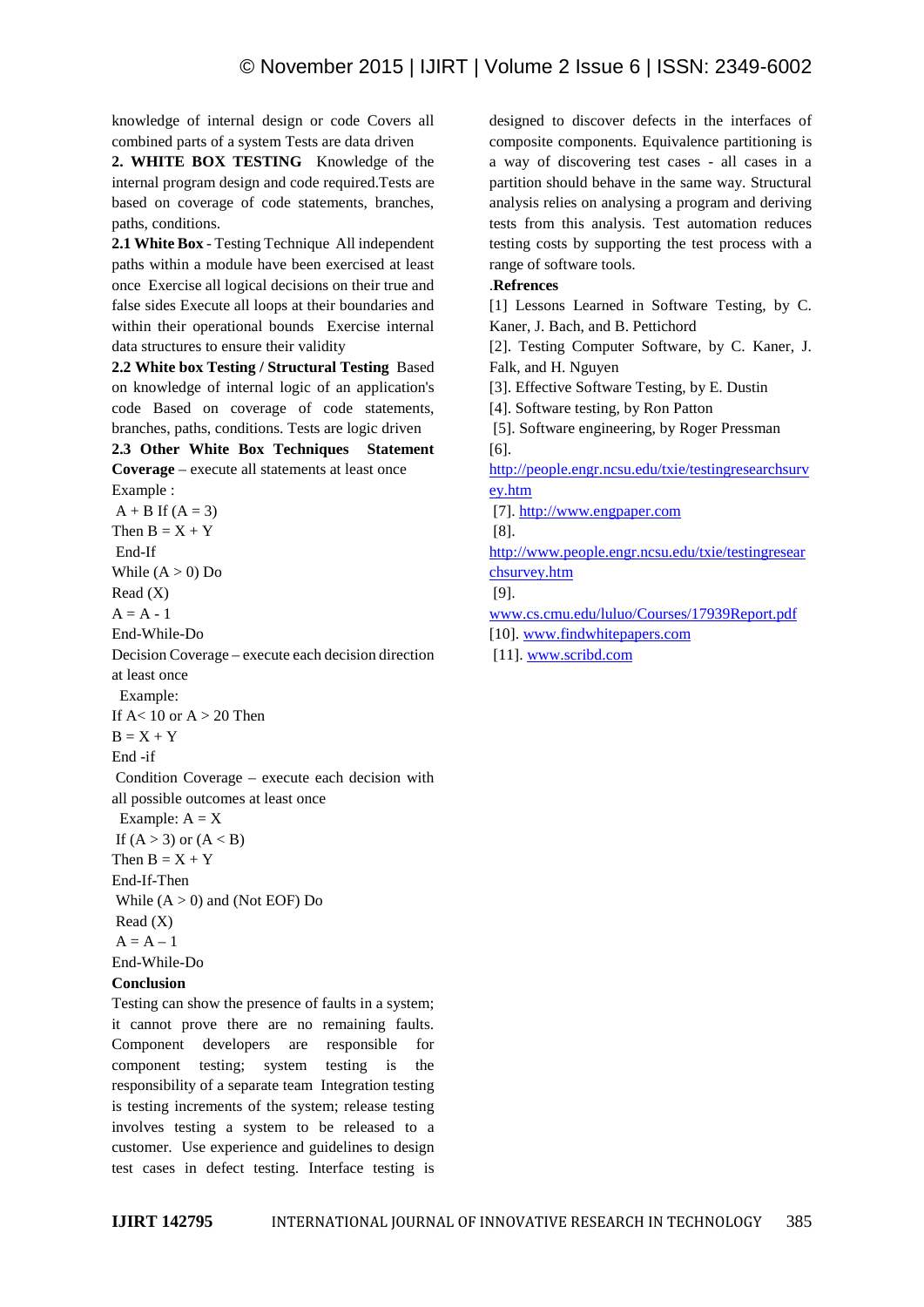knowledge of internal design or code Covers all combined parts of a system Tests are data driven

**2. WHITE BOX TESTING** Knowledge of the internal program design and code required.Tests are based on coverage of code statements, branches, paths, conditions.

**2.1 White Box** - Testing Technique All independent paths within a module have been exercised at least once Exercise all logical decisions on their true and false sides Execute all loops at their boundaries and within their operational bounds Exercise internal data structures to ensure their validity

**2.2 White box Testing / Structural Testing** Based on knowledge of internal logic of an application's code Based on coverage of code statements, branches, paths, conditions. Tests are logic driven

**2.3 Other White Box Techniques Statement Coverage** – execute all statements at least once

Example :

```
A + B If (A = 3)
Then B = X + Y
End-If
While (A > 0) Do
Read (X)
A = A - 1
End-While-Do
```

Decision Coverage – execute each decision direction at least once

Example:

```
If A< 10 or A > 20 Then
B = X + Y
End -if
```

Condition Coverage – execute each decision with all possible outcomes at least once

Example: A = X

```
If (A > 3) or (A < B)
Then B = X + Y
End-If-Then
While (A > 0) and (Not EOF) Do
Read (X)
A = A – 1
End-While-Do
```

**Conclusion**

Testing can show the presence of faults in a system; it cannot prove there are no remaining faults. Component developers are responsible for component testing; system testing is the responsibility of a separate team Integration testing is testing increments of the system; release testing involves testing a system to be released to a customer. Use experience and guidelines to design test cases in defect testing. Interface testing is designed to discover defects in the interfaces of composite components. Equivalence partitioning is a way of discovering test cases - all cases in a partition should behave in the same way. Structural analysis relies on analysing a program and deriving tests from this analysis. Test automation reduces testing costs by supporting the test process with a range of software tools.

**.Refrences**

[1] Lessons Learned in Software Testing, by C. Kaner, J. Bach, and B. Pettichord

[2]. Testing Computer Software, by C. Kaner, J. Falk, and H. Nguyen

[3]. Effective Software Testing, by E. Dustin

[4]. Software testing, by Ron Patton

[5]. Software engineering, by Roger Pressman

[6]. http://people.engr.ncsu.edu/txie/testingresearchsurvey.htm

[7]. http://www.engpaper.com

[8]. http://www.people.engr.ncsu.edu/txie/testingresearchsurvey.htm

[9]. www.cs.cmu.edu/luluo/Courses/17939Report.pdf

[10]. www.findwhitepapers.com

[11]. www.scribd.com